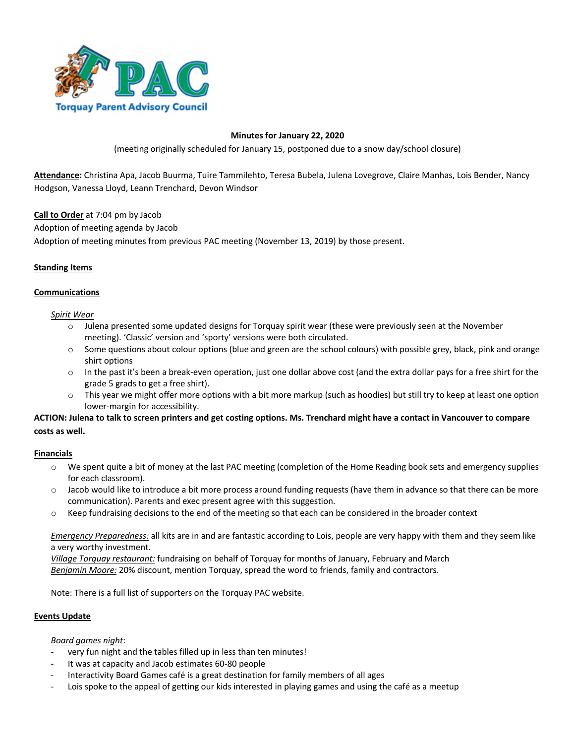**Minutes for January 22, 2020**

(meeting originally scheduled for January 15, postponed due to a snow day/school closure)

**Attendance:** Christina Apa, Jacob Buurma, Tuire Tammilehto, Teresa Bubela, Julena Lovegrove, Claire Manhas, Lois Bender, Nancy Hodgson, Vanessa Lloyd, Leann Trenchard, Devon Windsor

**Call to Order** at 7:04 pm by Jacob

Adoption of meeting agenda by Jacob

Adoption of meeting minutes from previous PAC meeting (November 13, 2019) by those present.

## Standing Items

## Communications

*Spirit Wear*

- Julena presented some updated designs for Torquay spirit wear (these were previously seen at the November meeting). 'Classic' version and 'sporty' versions were both circulated.
- Some questions about colour options (blue and green are the school colours) with possible grey, black, pink and orange shirt options
- In the past it's been a break-even operation, just one dollar above cost (and the extra dollar pays for a free shirt for the grade 5 grads to get a free shirt).
- This year we might offer more options with a bit more markup (such as hoodies) but still try to keep at least one option lower-margin for accessibility.

**ACTION: Julena to talk to screen printers and get costing options. Ms. Trenchard might have a contact in Vancouver to compare costs as well.**

## Financials

- We spent quite a bit of money at the last PAC meeting (completion of the Home Reading book sets and emergency supplies for each classroom).
- Jacob would like to introduce a bit more process around funding requests (have them in advance so that there can be more communication). Parents and exec present agree with this suggestion.
- Keep fundraising decisions to the end of the meeting so that each can be considered in the broader context

*Emergency Preparedness:* all kits are in and are fantastic according to Lois, people are very happy with them and they seem like a very worthy investment.

*Village Torquay restaurant:* fundraising on behalf of Torquay for months of January, February and March

*Benjamin Moore:* 20% discount, mention Torquay, spread the word to friends, family and contractors.

Note: There is a full list of supporters on the Torquay PAC website.

## Events Update

*Board games night*:

- very fun night and the tables filled up in less than ten minutes!
- It was at capacity and Jacob estimates 60-80 people
- Interactivity Board Games café is a great destination for family members of all ages
- Lois spoke to the appeal of getting our kids interested in playing games and using the café as a meetup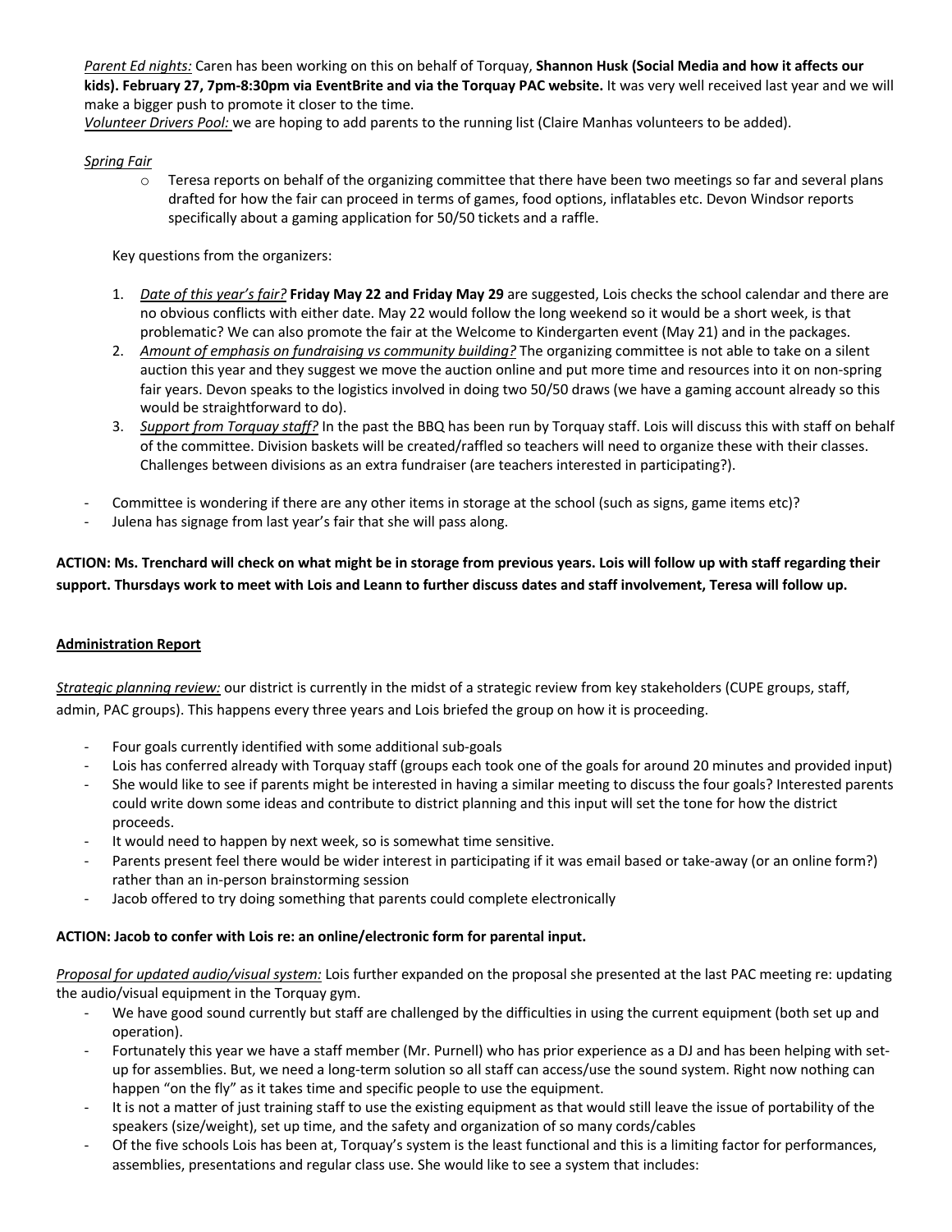*Parent Ed nights:* Caren has been working on this on behalf of Torquay, **Shannon Husk (Social Media and how it affects our kids). February 27, 7pm-8:30pm via EventBrite and via the Torquay PAC website.** It was very well received last year and we will make a bigger push to promote it closer to the time.

*Volunteer Drivers Pool:* we are hoping to add parents to the running list (Claire Manhas volunteers to be added).

*Spring Fair*

- Teresa reports on behalf of the organizing committee that there have been two meetings so far and several plans drafted for how the fair can proceed in terms of games, food options, inflatables etc. Devon Windsor reports specifically about a gaming application for 50/50 tickets and a raffle.

Key questions from the organizers:

1. *Date of this year's fair?* **Friday May 22 and Friday May 29** are suggested, Lois checks the school calendar and there are no obvious conflicts with either date. May 22 would follow the long weekend so it would be a short week, is that problematic? We can also promote the fair at the Welcome to Kindergarten event (May 21) and in the packages.
2. *Amount of emphasis on fundraising vs community building?* The organizing committee is not able to take on a silent auction this year and they suggest we move the auction online and put more time and resources into it on non-spring fair years. Devon speaks to the logistics involved in doing two 50/50 draws (we have a gaming account already so this would be straightforward to do).
3. *Support from Torquay staff?* In the past the BBQ has been run by Torquay staff. Lois will discuss this with staff on behalf of the committee. Division baskets will be created/raffled so teachers will need to organize these with their classes. Challenges between divisions as an extra fundraiser (are teachers interested in participating?).

- Committee is wondering if there are any other items in storage at the school (such as signs, game items etc)?
- Julena has signage from last year's fair that she will pass along.

**ACTION: Ms. Trenchard will check on what might be in storage from previous years. Lois will follow up with staff regarding their support. Thursdays work to meet with Lois and Leann to further discuss dates and staff involvement, Teresa will follow up.**

## Administration Report

*Strategic planning review:* our district is currently in the midst of a strategic review from key stakeholders (CUPE groups, staff, admin, PAC groups). This happens every three years and Lois briefed the group on how it is proceeding.

- Four goals currently identified with some additional sub-goals
- Lois has conferred already with Torquay staff (groups each took one of the goals for around 20 minutes and provided input)
- She would like to see if parents might be interested in having a similar meeting to discuss the four goals? Interested parents could write down some ideas and contribute to district planning and this input will set the tone for how the district proceeds.
- It would need to happen by next week, so is somewhat time sensitive.
- Parents present feel there would be wider interest in participating if it was email based or take-away (or an online form?) rather than an in-person brainstorming session
- Jacob offered to try doing something that parents could complete electronically

**ACTION: Jacob to confer with Lois re: an online/electronic form for parental input.**

*Proposal for updated audio/visual system:* Lois further expanded on the proposal she presented at the last PAC meeting re: updating the audio/visual equipment in the Torquay gym.

- We have good sound currently but staff are challenged by the difficulties in using the current equipment (both set up and operation).
- Fortunately this year we have a staff member (Mr. Purnell) who has prior experience as a DJ and has been helping with set-up for assemblies. But, we need a long-term solution so all staff can access/use the sound system. Right now nothing can happen "on the fly" as it takes time and specific people to use the equipment.
- It is not a matter of just training staff to use the existing equipment as that would still leave the issue of portability of the speakers (size/weight), set up time, and the safety and organization of so many cords/cables
- Of the five schools Lois has been at, Torquay's system is the least functional and this is a limiting factor for performances, assemblies, presentations and regular class use. She would like to see a system that includes: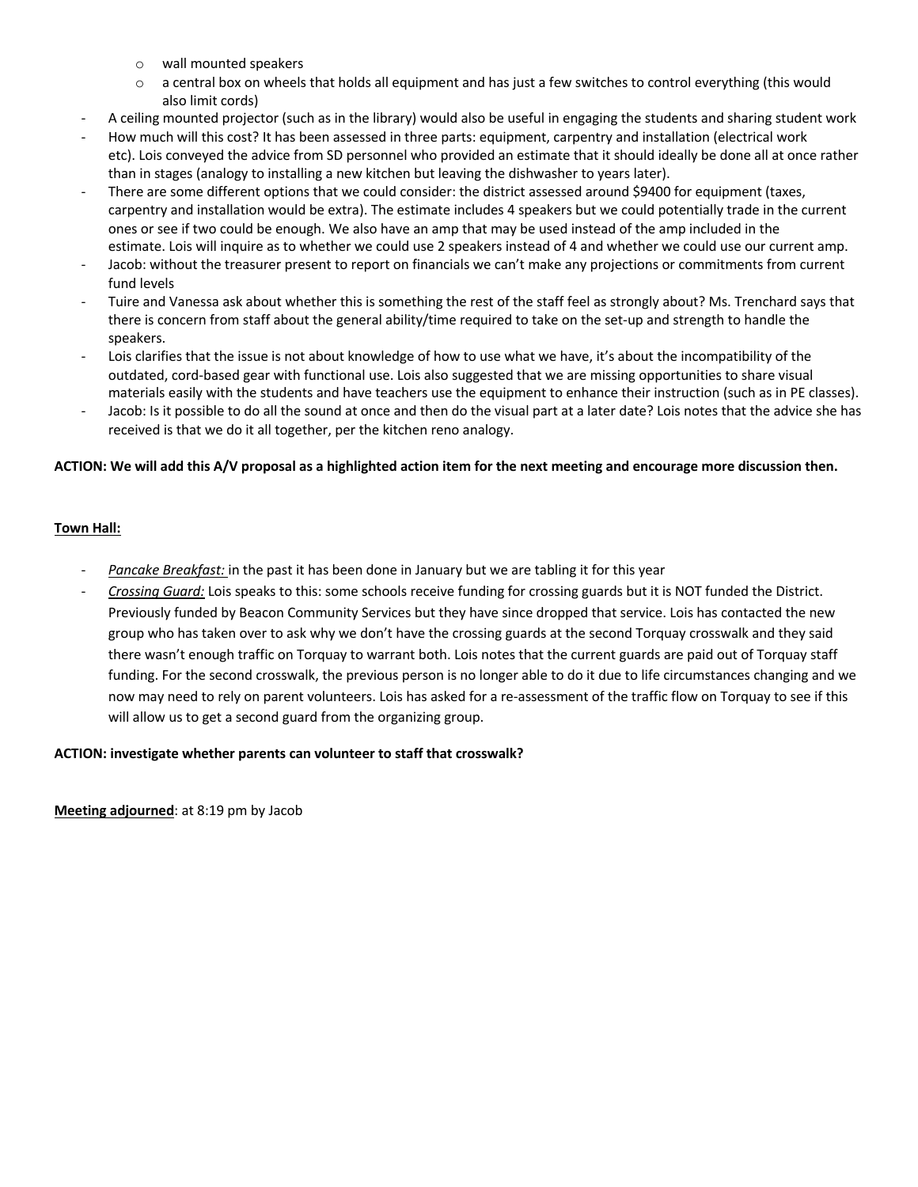- wall mounted speakers
  - a central box on wheels that holds all equipment and has just a few switches to control everything (this would also limit cords)
- A ceiling mounted projector (such as in the library) would also be useful in engaging the students and sharing student work
- How much will this cost? It has been assessed in three parts: equipment, carpentry and installation (electrical work etc). Lois conveyed the advice from SD personnel who provided an estimate that it should ideally be done all at once rather than in stages (analogy to installing a new kitchen but leaving the dishwasher to years later).
- There are some different options that we could consider: the district assessed around $9400 for equipment (taxes, carpentry and installation would be extra). The estimate includes 4 speakers but we could potentially trade in the current ones or see if two could be enough. We also have an amp that may be used instead of the amp included in the estimate. Lois will inquire as to whether we could use 2 speakers instead of 4 and whether we could use our current amp.
- Jacob: without the treasurer present to report on financials we can't make any projections or commitments from current fund levels
- Tuire and Vanessa ask about whether this is something the rest of the staff feel as strongly about? Ms. Trenchard says that there is concern from staff about the general ability/time required to take on the set-up and strength to handle the speakers.
- Lois clarifies that the issue is not about knowledge of how to use what we have, it's about the incompatibility of the outdated, cord-based gear with functional use. Lois also suggested that we are missing opportunities to share visual materials easily with the students and have teachers use the equipment to enhance their instruction (such as in PE classes).
- Jacob: Is it possible to do all the sound at once and then do the visual part at a later date? Lois notes that the advice she has received is that we do it all together, per the kitchen reno analogy.

**ACTION: We will add this A/V proposal as a highlighted action item for the next meeting and encourage more discussion then.**

**Town Hall:**

- *Pancake Breakfast:* in the past it has been done in January but we are tabling it for this year
- *Crossing Guard:* Lois speaks to this: some schools receive funding for crossing guards but it is NOT funded the District. Previously funded by Beacon Community Services but they have since dropped that service. Lois has contacted the new group who has taken over to ask why we don't have the crossing guards at the second Torquay crosswalk and they said there wasn't enough traffic on Torquay to warrant both. Lois notes that the current guards are paid out of Torquay staff funding. For the second crosswalk, the previous person is no longer able to do it due to life circumstances changing and we now may need to rely on parent volunteers. Lois has asked for a re-assessment of the traffic flow on Torquay to see if this will allow us to get a second guard from the organizing group.

**ACTION: investigate whether parents can volunteer to staff that crosswalk?**

**Meeting adjourned**: at 8:19 pm by Jacob